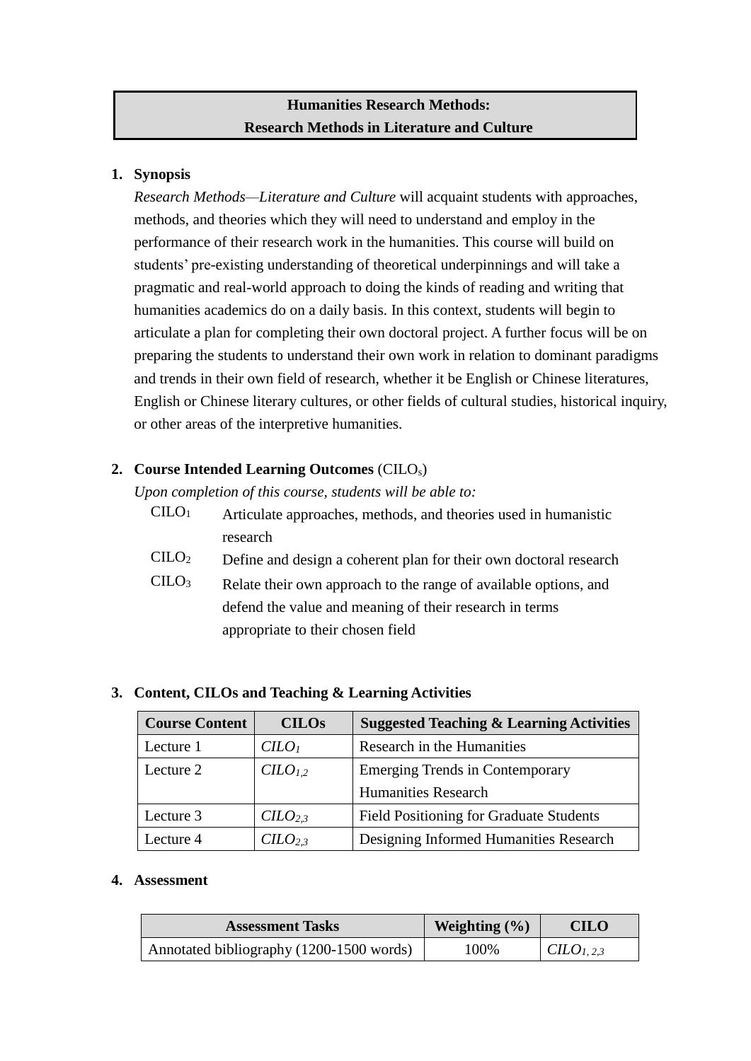# Humanities Research Methods: Research Methods in Literature and Culture

## 1. Synopsis

*Research Methods—Literature and Culture* will acquaint students with approaches, methods, and theories which they will need to understand and employ in the performance of their research work in the humanities. This course will build on students' pre-existing understanding of theoretical underpinnings and will take a pragmatic and real-world approach to doing the kinds of reading and writing that humanities academics do on a daily basis. In this context, students will begin to articulate a plan for completing their own doctoral project. A further focus will be on preparing the students to understand their own work in relation to dominant paradigms and trends in their own field of research, whether it be English or Chinese literatures, English or Chinese literary cultures, or other fields of cultural studies, historical inquiry, or other areas of the interpretive humanities.

## 2. Course Intended Learning Outcomes (CILO$_s$)

*Upon completion of this course, students will be able to:*

- CILO$_1$ Articulate approaches, methods, and theories used in humanistic research
- CILO$_2$ Define and design a coherent plan for their own doctoral research
- CILO$_3$ Relate their own approach to the range of available options, and defend the value and meaning of their research in terms appropriate to their chosen field

## 3. Content, CILOs and Teaching & Learning Activities

| Course Content | CILOs | Suggested Teaching & Learning Activities |
|---|---|---|
| Lecture 1 | *CILO$_1$* | Research in the Humanities |
| Lecture 2 | *CILO$_{1,2}$* | Emerging Trends in Contemporary Humanities Research |
| Lecture 3 | *CILO$_{2,3}$* | Field Positioning for Graduate Students |
| Lecture 4 | *CILO$_{2,3}$* | Designing Informed Humanities Research |

## 4. Assessment

| Assessment Tasks | Weighting (%) | CILO |
|---|---|---|
| Annotated bibliography (1200-1500 words) | 100% | *CILO$_{1, 2,3}$* |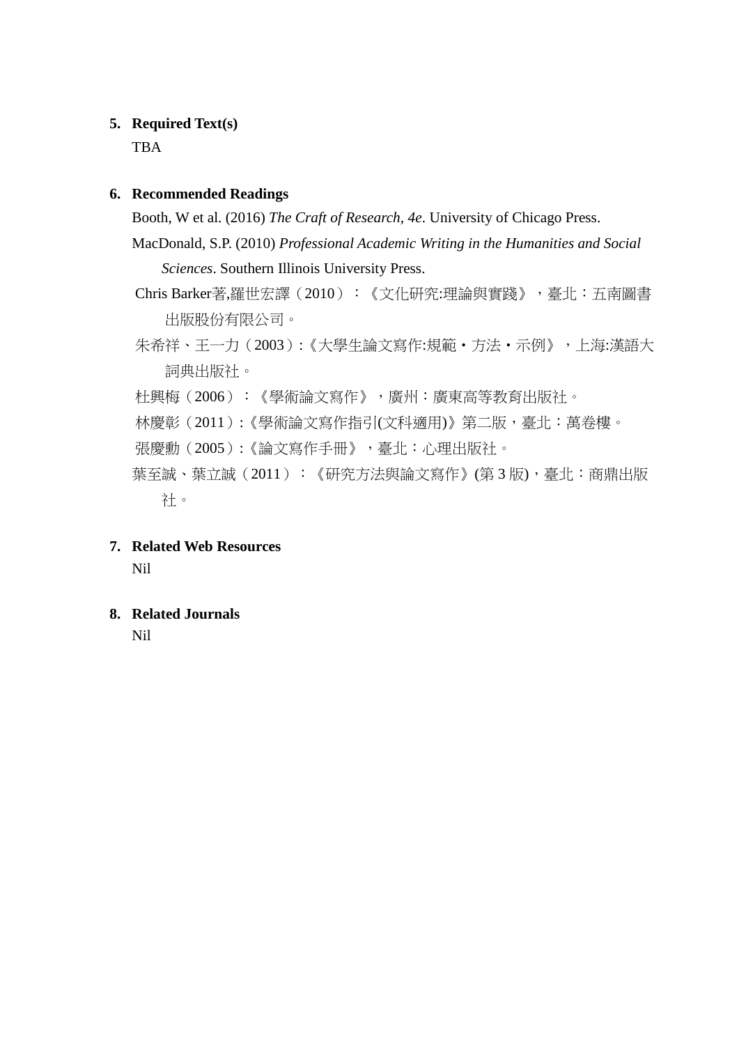5. **Required Text(s)**

   TBA

6. **Recommended Readings**

   Booth, W et al. (2016) *The Craft of Research, 4e*. University of Chicago Press.

   MacDonald, S.P. (2010) *Professional Academic Writing in the Humanities and Social Sciences*. Southern Illinois University Press.

   Chris Barker著,羅世宏譯（2010）：《文化研究:理論與實踐》，臺北：五南圖書出版股份有限公司。

   朱希祥、王一力（2003）:《大學生論文寫作:規範・方法・示例》，上海:漢語大詞典出版社。

   杜興梅（2006）：《學術論文寫作》，廣州：廣東高等教育出版社。

   林慶彰（2011）:《學術論文寫作指引(文科適用)》第二版，臺北：萬卷樓。

   張慶勳（2005）:《論文寫作手冊》，臺北：心理出版社。

   葉至誠、葉立誠（2011）：《研究方法與論文寫作》(第 3 版)，臺北：商鼎出版社。

7. **Related Web Resources**

   Nil

8. **Related Journals**

   Nil